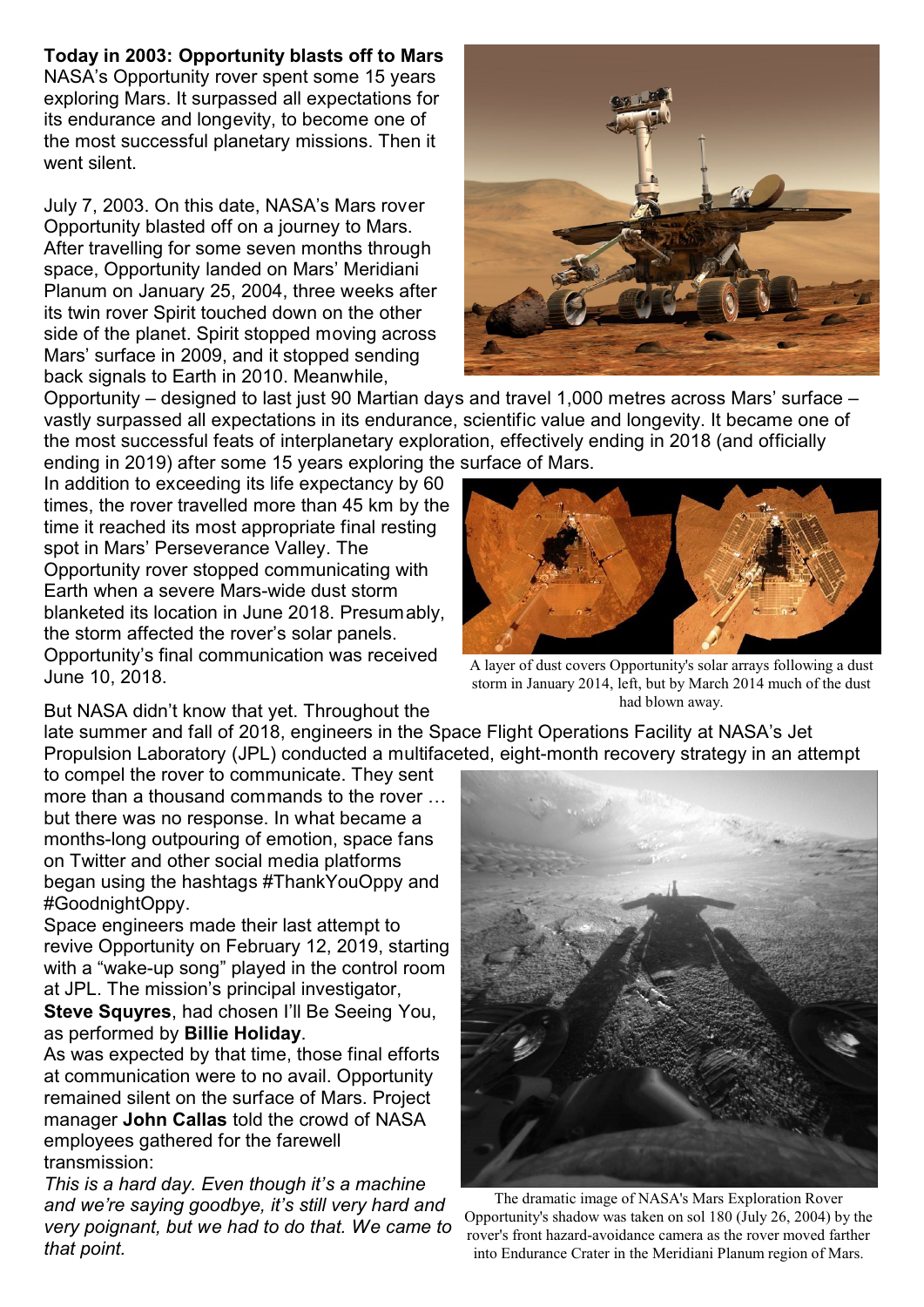**Today in 2003: Opportunity blasts off to Mars**

NASA's Opportunity rover spent some 15 years exploring Mars. It surpassed all expectations for its endurance and longevity, to become one of the most successful planetary missions. Then it went silent.

July 7, 2003. On this date, NASA's Mars rover Opportunity blasted off on a journey to Mars. After travelling for some seven months through space, Opportunity landed on Mars' Meridiani Planum on January 25, 2004, three weeks after its twin rover Spirit touched down on the other side of the planet. Spirit stopped moving across Mars' surface in 2009, and it stopped sending back signals to Earth in 2010. Meanwhile, Opportunity – designed to last just 90 Martian days and travel 1,000 metres across Mars' surface – vastly surpassed all expectations in its endurance, scientific value and longevity. It became one of the most successful feats of interplanetary exploration, effectively ending in 2018 (and officially ending in 2019) after some 15 years exploring the surface of Mars.

In addition to exceeding its life expectancy by 60 times, the rover travelled more than 45 km by the time it reached its most appropriate final resting spot in Mars' Perseverance Valley. The Opportunity rover stopped communicating with Earth when a severe Mars-wide dust storm blanketed its location in June 2018. Presumably, the storm affected the rover's solar panels. Opportunity's final communication was received June 10, 2018.

A layer of dust covers Opportunity's solar arrays following a dust storm in January 2014, left, but by March 2014 much of the dust had blown away.

But NASA didn't know that yet. Throughout the late summer and fall of 2018, engineers in the Space Flight Operations Facility at NASA's Jet Propulsion Laboratory (JPL) conducted a multifaceted, eight-month recovery strategy in an attempt to compel the rover to communicate. They sent more than a thousand commands to the rover … but there was no response. In what became a months-long outpouring of emotion, space fans on Twitter and other social media platforms began using the hashtags #ThankYouOppy and #GoodnightOppy.

Space engineers made their last attempt to revive Opportunity on February 12, 2019, starting with a "wake-up song" played in the control room at JPL. The mission's principal investigator, **Steve Squyres**, had chosen I'll Be Seeing You, as performed by **Billie Holiday**.

As was expected by that time, those final efforts at communication were to no avail. Opportunity remained silent on the surface of Mars. Project manager **John Callas** told the crowd of NASA employees gathered for the farewell transmission:

*This is a hard day. Even though it's a machine and we're saying goodbye, it's still very hard and very poignant, but we had to do that. We came to that point.*

The dramatic image of NASA's Mars Exploration Rover Opportunity's shadow was taken on sol 180 (July 26, 2004) by the rover's front hazard-avoidance camera as the rover moved farther into Endurance Crater in the Meridiani Planum region of Mars.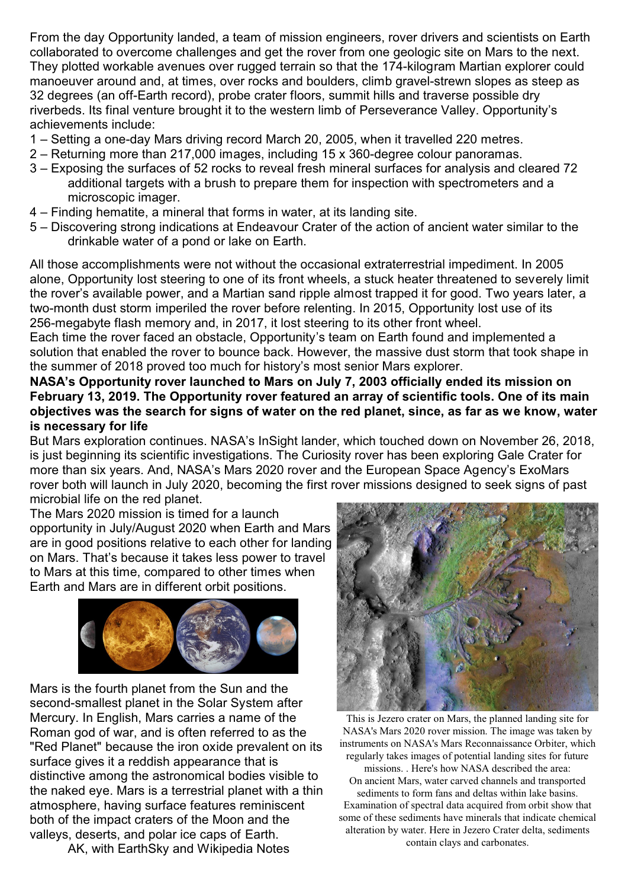From the day Opportunity landed, a team of mission engineers, rover drivers and scientists on Earth collaborated to overcome challenges and get the rover from one geologic site on Mars to the next. They plotted workable avenues over rugged terrain so that the 174-kilogram Martian explorer could manoeuver around and, at times, over rocks and boulders, climb gravel-strewn slopes as steep as 32 degrees (an off-Earth record), probe crater floors, summit hills and traverse possible dry riverbeds. Its final venture brought it to the western limb of Perseverance Valley. Opportunity's achievements include:

1 – Setting a one-day Mars driving record March 20, 2005, when it travelled 220 metres.
2 – Returning more than 217,000 images, including 15 x 360-degree colour panoramas.
3 – Exposing the surfaces of 52 rocks to reveal fresh mineral surfaces for analysis and cleared 72 additional targets with a brush to prepare them for inspection with spectrometers and a microscopic imager.
4 – Finding hematite, a mineral that forms in water, at its landing site.
5 – Discovering strong indications at Endeavour Crater of the action of ancient water similar to the drinkable water of a pond or lake on Earth.

All those accomplishments were not without the occasional extraterrestrial impediment. In 2005 alone, Opportunity lost steering to one of its front wheels, a stuck heater threatened to severely limit the rover's available power, and a Martian sand ripple almost trapped it for good. Two years later, a two-month dust storm imperiled the rover before relenting. In 2015, Opportunity lost use of its 256-megabyte flash memory and, in 2017, it lost steering to its other front wheel.

Each time the rover faced an obstacle, Opportunity's team on Earth found and implemented a solution that enabled the rover to bounce back. However, the massive dust storm that took shape in the summer of 2018 proved too much for history's most senior Mars explorer.

**NASA's Opportunity rover launched to Mars on July 7, 2003 officially ended its mission on February 13, 2019. The Opportunity rover featured an array of scientific tools. One of its main objectives was the search for signs of water on the red planet, since, as far as we know, water is necessary for life**

But Mars exploration continues. NASA's InSight lander, which touched down on November 26, 2018, is just beginning its scientific investigations. The Curiosity rover has been exploring Gale Crater for more than six years. And, NASA's Mars 2020 rover and the European Space Agency's ExoMars rover both will launch in July 2020, becoming the first rover missions designed to seek signs of past microbial life on the red planet.

The Mars 2020 mission is timed for a launch opportunity in July/August 2020 when Earth and Mars are in good positions relative to each other for landing on Mars. That's because it takes less power to travel to Mars at this time, compared to other times when Earth and Mars are in different orbit positions.

Mars is the fourth planet from the Sun and the second-smallest planet in the Solar System after Mercury. In English, Mars carries a name of the Roman god of war, and is often referred to as the "Red Planet" because the iron oxide prevalent on its surface gives it a reddish appearance that is distinctive among the astronomical bodies visible to the naked eye. Mars is a terrestrial planet with a thin atmosphere, having surface features reminiscent both of the impact craters of the Moon and the valleys, deserts, and polar ice caps of Earth.

AK, with EarthSky and Wikipedia Notes

This is Jezero crater on Mars, the planned landing site for NASA's Mars 2020 rover mission. The image was taken by instruments on NASA's Mars Reconnaissance Orbiter, which regularly takes images of potential landing sites for future missions. . Here's how NASA described the area: On ancient Mars, water carved channels and transported sediments to form fans and deltas within lake basins. Examination of spectral data acquired from orbit show that some of these sediments have minerals that indicate chemical alteration by water. Here in Jezero Crater delta, sediments contain clays and carbonates.